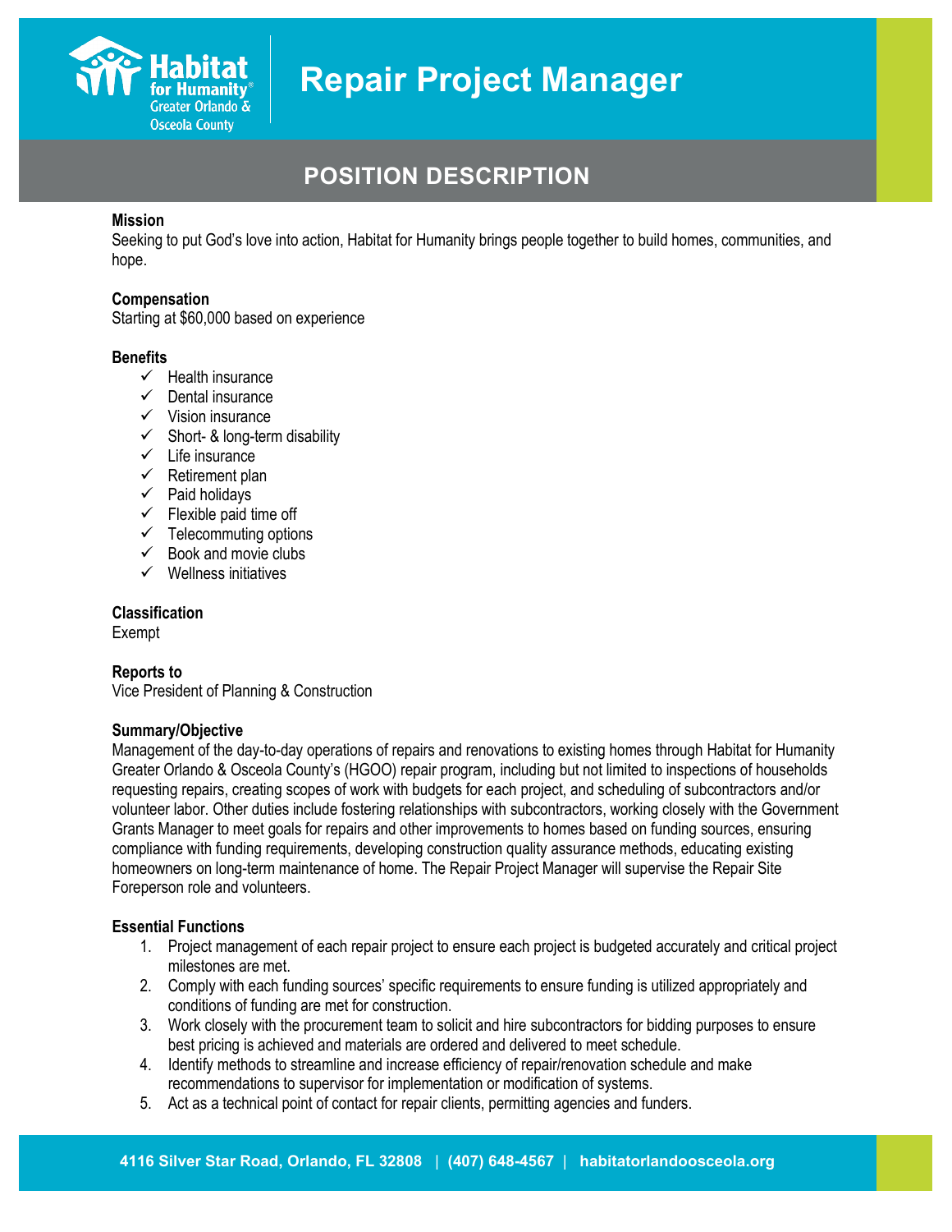# Repair Project Manager

Habitat for Humanity Greater Orlando & Osceola County

## POSITION DESCRIPTION

**Mission**
Seeking to put God's love into action, Habitat for Humanity brings people together to build homes, communities, and hope.

**Compensation**
Starting at $60,000 based on experience

**Benefits**
- ✓ Health insurance
- ✓ Dental insurance
- ✓ Vision insurance
- ✓ Short- & long-term disability
- ✓ Life insurance
- ✓ Retirement plan
- ✓ Paid holidays
- ✓ Flexible paid time off
- ✓ Telecommuting options
- ✓ Book and movie clubs
- ✓ Wellness initiatives

**Classification**
Exempt

**Reports to**
Vice President of Planning & Construction

**Summary/Objective**
Management of the day-to-day operations of repairs and renovations to existing homes through Habitat for Humanity Greater Orlando & Osceola County's (HGOO) repair program, including but not limited to inspections of households requesting repairs, creating scopes of work with budgets for each project, and scheduling of subcontractors and/or volunteer labor. Other duties include fostering relationships with subcontractors, working closely with the Government Grants Manager to meet goals for repairs and other improvements to homes based on funding sources, ensuring compliance with funding requirements, developing construction quality assurance methods, educating existing homeowners on long-term maintenance of home. The Repair Project Manager will supervise the Repair Site Foreperson role and volunteers.

**Essential Functions**
1. Project management of each repair project to ensure each project is budgeted accurately and critical project milestones are met.
2. Comply with each funding sources' specific requirements to ensure funding is utilized appropriately and conditions of funding are met for construction.
3. Work closely with the procurement team to solicit and hire subcontractors for bidding purposes to ensure best pricing is achieved and materials are ordered and delivered to meet schedule.
4. Identify methods to streamline and increase efficiency of repair/renovation schedule and make recommendations to supervisor for implementation or modification of systems.
5. Act as a technical point of contact for repair clients, permitting agencies and funders.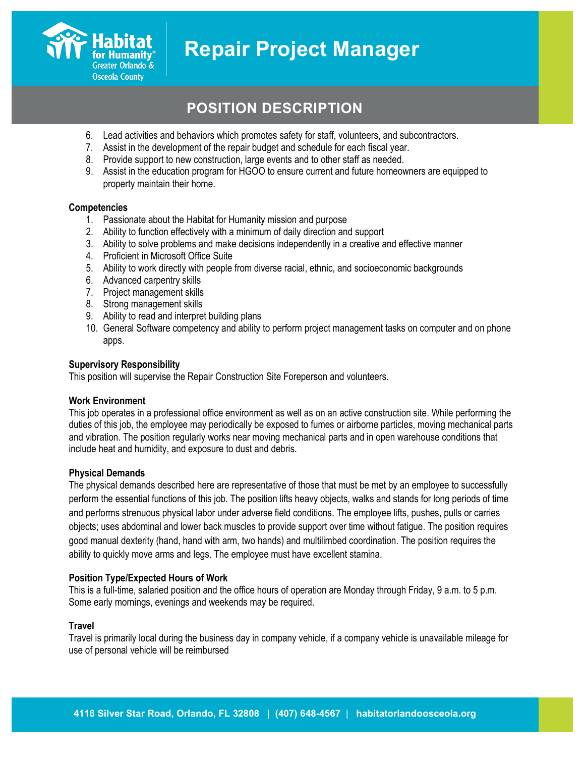6. Lead activities and behaviors which promotes safety for staff, volunteers, and subcontractors.
7. Assist in the development of the repair budget and schedule for each fiscal year.
8. Provide support to new construction, large events and to other staff as needed.
9. Assist in the education program for HGOO to ensure current and future homeowners are equipped to property maintain their home.

**Competencies**

1. Passionate about the Habitat for Humanity mission and purpose
2. Ability to function effectively with a minimum of daily direction and support
3. Ability to solve problems and make decisions independently in a creative and effective manner
4. Proficient in Microsoft Office Suite
5. Ability to work directly with people from diverse racial, ethnic, and socioeconomic backgrounds
6. Advanced carpentry skills
7. Project management skills
8. Strong management skills
9. Ability to read and interpret building plans
10. General Software competency and ability to perform project management tasks on computer and on phone apps.

**Supervisory Responsibility**

This position will supervise the Repair Construction Site Foreperson and volunteers.

**Work Environment**

This job operates in a professional office environment as well as on an active construction site. While performing the duties of this job, the employee may periodically be exposed to fumes or airborne particles, moving mechanical parts and vibration. The position regularly works near moving mechanical parts and in open warehouse conditions that include heat and humidity, and exposure to dust and debris.

**Physical Demands**

The physical demands described here are representative of those that must be met by an employee to successfully perform the essential functions of this job. The position lifts heavy objects, walks and stands for long periods of time and performs strenuous physical labor under adverse field conditions. The employee lifts, pushes, pulls or carries objects; uses abdominal and lower back muscles to provide support over time without fatigue. The position requires good manual dexterity (hand, hand with arm, two hands) and multilimbed coordination. The position requires the ability to quickly move arms and legs. The employee must have excellent stamina.

**Position Type/Expected Hours of Work**

This is a full-time, salaried position and the office hours of operation are Monday through Friday, 9 a.m. to 5 p.m. Some early mornings, evenings and weekends may be required.

**Travel**

Travel is primarily local during the business day in company vehicle, if a company vehicle is unavailable mileage for use of personal vehicle will be reimbursed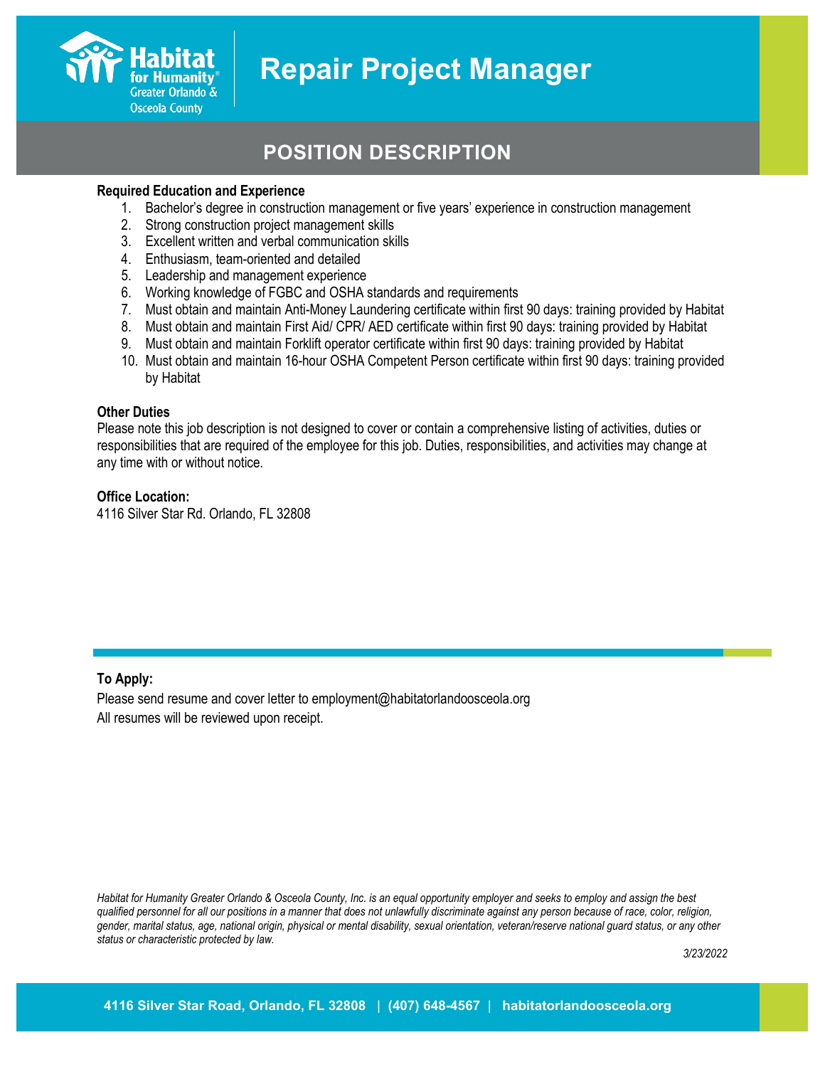# Repair Project Manager

## POSITION DESCRIPTION

**Required Education and Experience**

1. Bachelor's degree in construction management or five years' experience in construction management
2. Strong construction project management skills
3. Excellent written and verbal communication skills
4. Enthusiasm, team-oriented and detailed
5. Leadership and management experience
6. Working knowledge of FGBC and OSHA standards and requirements
7. Must obtain and maintain Anti-Money Laundering certificate within first 90 days: training provided by Habitat
8. Must obtain and maintain First Aid/ CPR/ AED certificate within first 90 days: training provided by Habitat
9. Must obtain and maintain Forklift operator certificate within first 90 days: training provided by Habitat
10. Must obtain and maintain 16-hour OSHA Competent Person certificate within first 90 days: training provided by Habitat

**Other Duties**

Please note this job description is not designed to cover or contain a comprehensive listing of activities, duties or responsibilities that are required of the employee for this job. Duties, responsibilities, and activities may change at any time with or without notice.

**Office Location:**

4116 Silver Star Rd. Orlando, FL 32808

**To Apply:**

Please send resume and cover letter to employment@habitatorlandoosceola.org

All resumes will be reviewed upon receipt.

*Habitat for Humanity Greater Orlando & Osceola County, Inc. is an equal opportunity employer and seeks to employ and assign the best qualified personnel for all our positions in a manner that does not unlawfully discriminate against any person because of race, color, religion, gender, marital status, age, national origin, physical or mental disability, sexual orientation, veteran/reserve national guard status, or any other status or characteristic protected by law.*

*3/23/2022*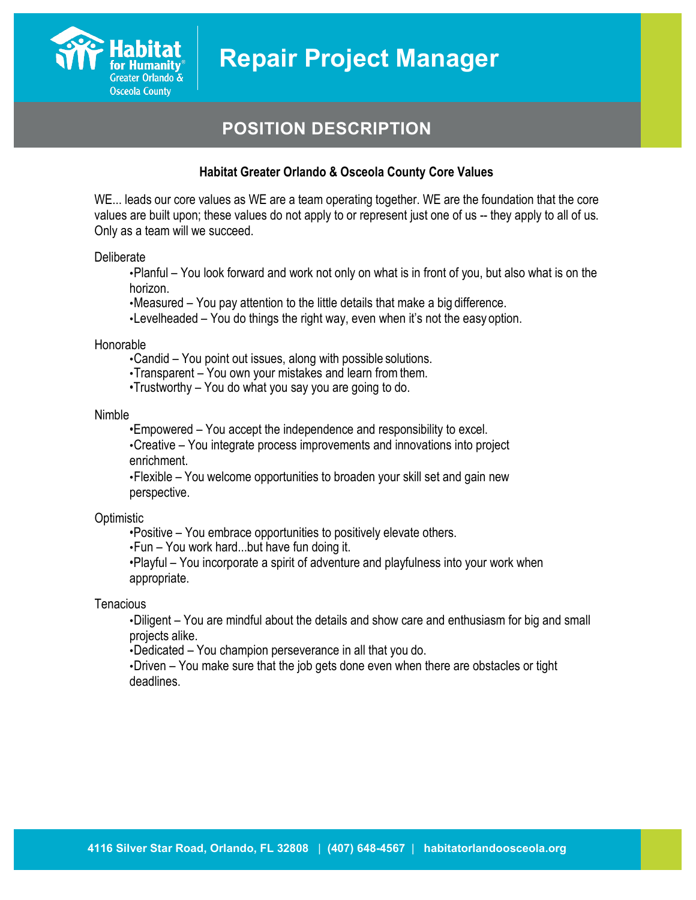# Repair Project Manager

## POSITION DESCRIPTION

**Habitat Greater Orlando & Osceola County Core Values**

WE... leads our core values as WE are a team operating together. WE are the foundation that the core values are built upon; these values do not apply to or represent just one of us -- they apply to all of us. Only as a team will we succeed.

Deliberate

- Planful – You look forward and work not only on what is in front of you, but also what is on the horizon.
- Measured – You pay attention to the little details that make a big difference.
- Levelheaded – You do things the right way, even when it's not the easy option.

Honorable

- Candid – You point out issues, along with possible solutions.
- Transparent – You own your mistakes and learn from them.
- Trustworthy – You do what you say you are going to do.

Nimble

- Empowered – You accept the independence and responsibility to excel.
- Creative – You integrate process improvements and innovations into project enrichment.
- Flexible – You welcome opportunities to broaden your skill set and gain new perspective.

Optimistic

- Positive – You embrace opportunities to positively elevate others.
- Fun – You work hard...but have fun doing it.
- Playful – You incorporate a spirit of adventure and playfulness into your work when appropriate.

Tenacious

- Diligent – You are mindful about the details and show care and enthusiasm for big and small projects alike.
- Dedicated – You champion perseverance in all that you do.
- Driven – You make sure that the job gets done even when there are obstacles or tight deadlines.